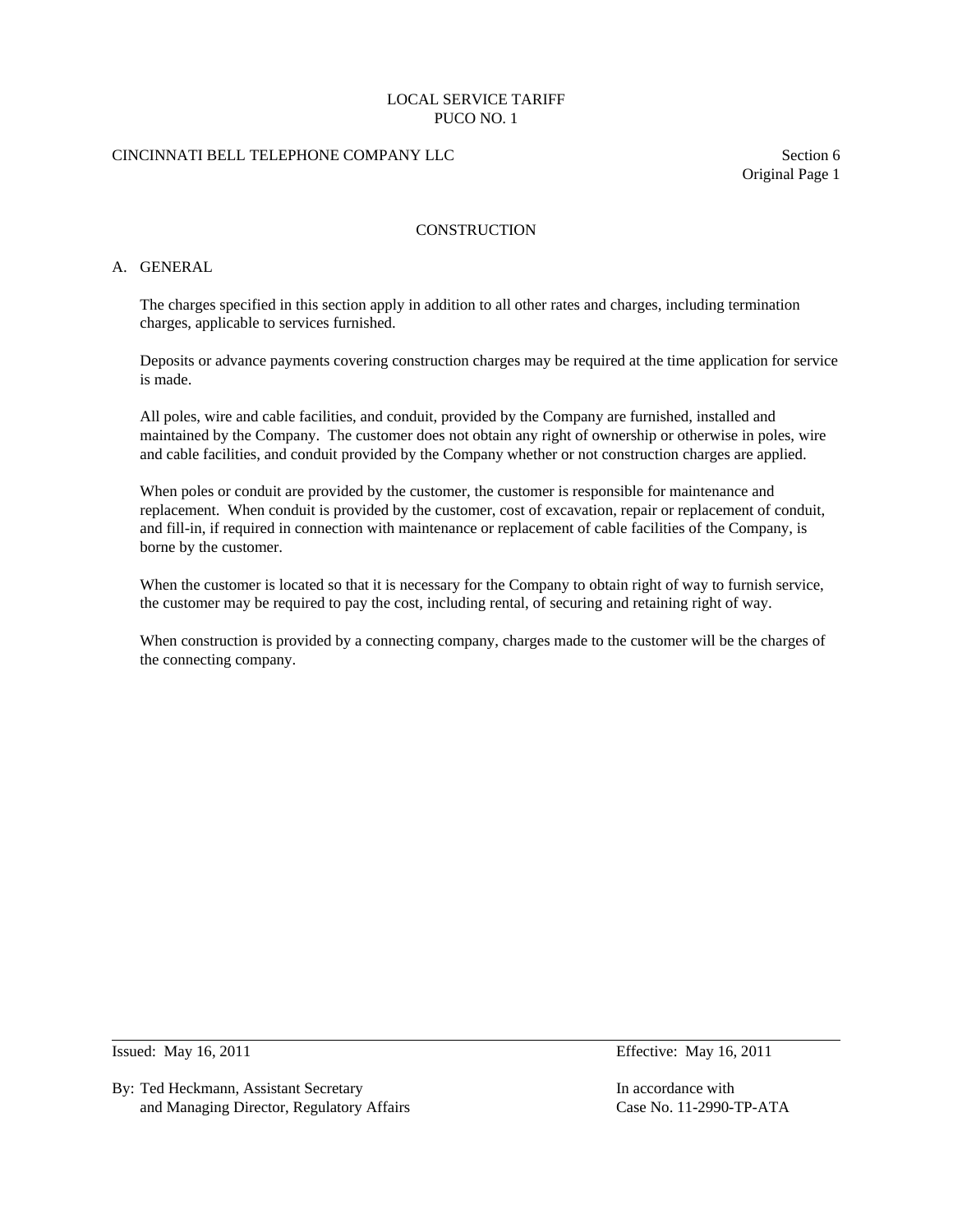LOCAL SERVICE TARIFF
PUCO NO. 1

CINCINNATI BELL TELEPHONE COMPANY LLC

Section 6
Original Page 1

# CONSTRUCTION

## A. GENERAL

The charges specified in this section apply in addition to all other rates and charges, including termination charges, applicable to services furnished.

Deposits or advance payments covering construction charges may be required at the time application for service is made.

All poles, wire and cable facilities, and conduit, provided by the Company are furnished, installed and maintained by the Company. The customer does not obtain any right of ownership or otherwise in poles, wire and cable facilities, and conduit provided by the Company whether or not construction charges are applied.

When poles or conduit are provided by the customer, the customer is responsible for maintenance and replacement. When conduit is provided by the customer, cost of excavation, repair or replacement of conduit, and fill-in, if required in connection with maintenance or replacement of cable facilities of the Company, is borne by the customer.

When the customer is located so that it is necessary for the Company to obtain right of way to furnish service, the customer may be required to pay the cost, including rental, of securing and retaining right of way.

When construction is provided by a connecting company, charges made to the customer will be the charges of the connecting company.

Issued: May 16, 2011

Effective: May 16, 2011

By: Ted Heckmann, Assistant Secretary
and Managing Director, Regulatory Affairs

In accordance with
Case No. 11-2990-TP-ATA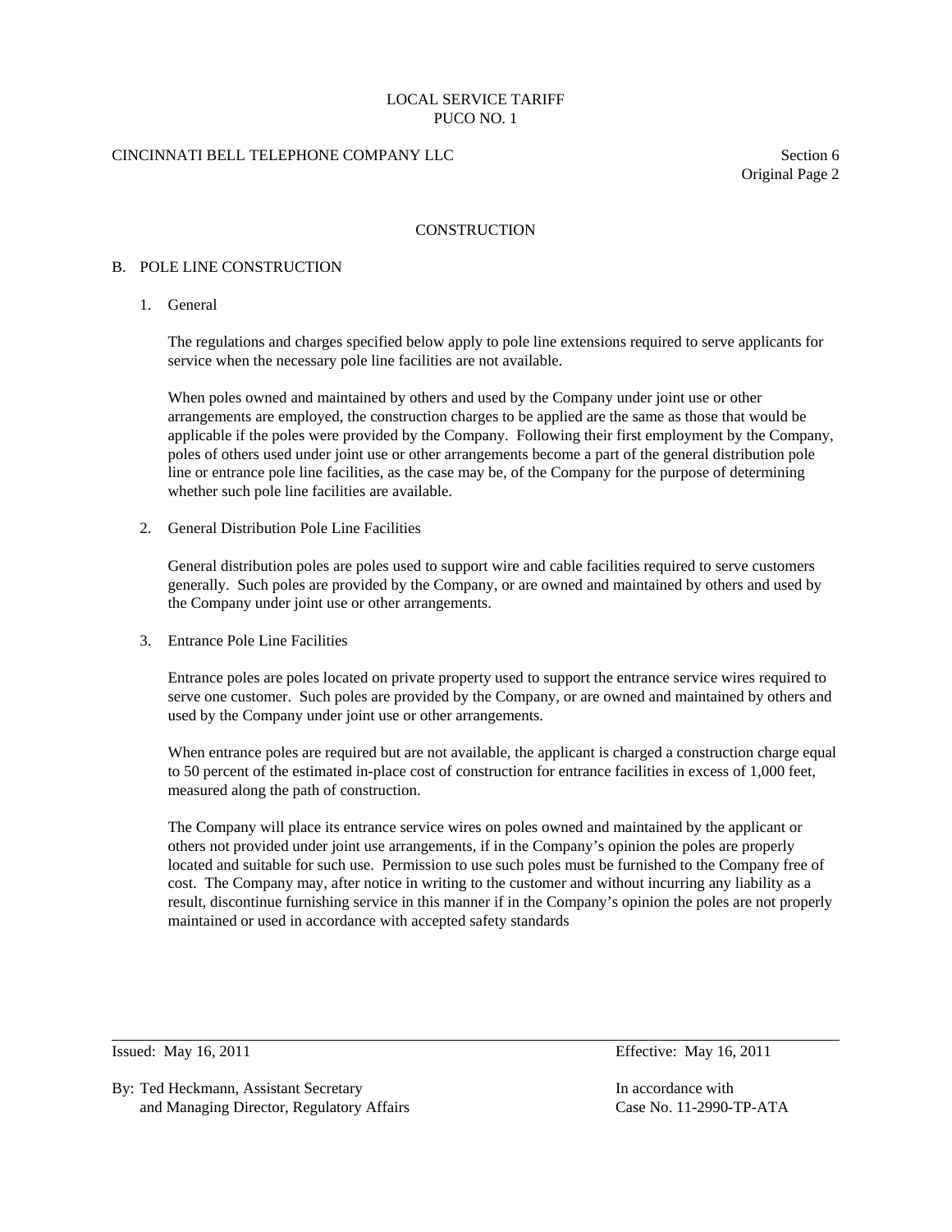# CONSTRUCTION

## B. POLE LINE CONSTRUCTION

### 1. General

The regulations and charges specified below apply to pole line extensions required to serve applicants for service when the necessary pole line facilities are not available.

When poles owned and maintained by others and used by the Company under joint use or other arrangements are employed, the construction charges to be applied are the same as those that would be applicable if the poles were provided by the Company. Following their first employment by the Company, poles of others used under joint use or other arrangements become a part of the general distribution pole line or entrance pole line facilities, as the case may be, of the Company for the purpose of determining whether such pole line facilities are available.

### 2. General Distribution Pole Line Facilities

General distribution poles are poles used to support wire and cable facilities required to serve customers generally. Such poles are provided by the Company, or are owned and maintained by others and used by the Company under joint use or other arrangements.

### 3. Entrance Pole Line Facilities

Entrance poles are poles located on private property used to support the entrance service wires required to serve one customer. Such poles are provided by the Company, or are owned and maintained by others and used by the Company under joint use or other arrangements.

When entrance poles are required but are not available, the applicant is charged a construction charge equal to 50 percent of the estimated in-place cost of construction for entrance facilities in excess of 1,000 feet, measured along the path of construction.

The Company will place its entrance service wires on poles owned and maintained by the applicant or others not provided under joint use arrangements, if in the Company's opinion the poles are properly located and suitable for such use. Permission to use such poles must be furnished to the Company free of cost. The Company may, after notice in writing to the customer and without incurring any liability as a result, discontinue furnishing service in this manner if in the Company's opinion the poles are not properly maintained or used in accordance with accepted safety standards

Issued: May 16, 2011 Effective: May 16, 2011

By: Ted Heckmann, Assistant Secretary and Managing Director, Regulatory Affairs

In accordance with Case No. 11-2990-TP-ATA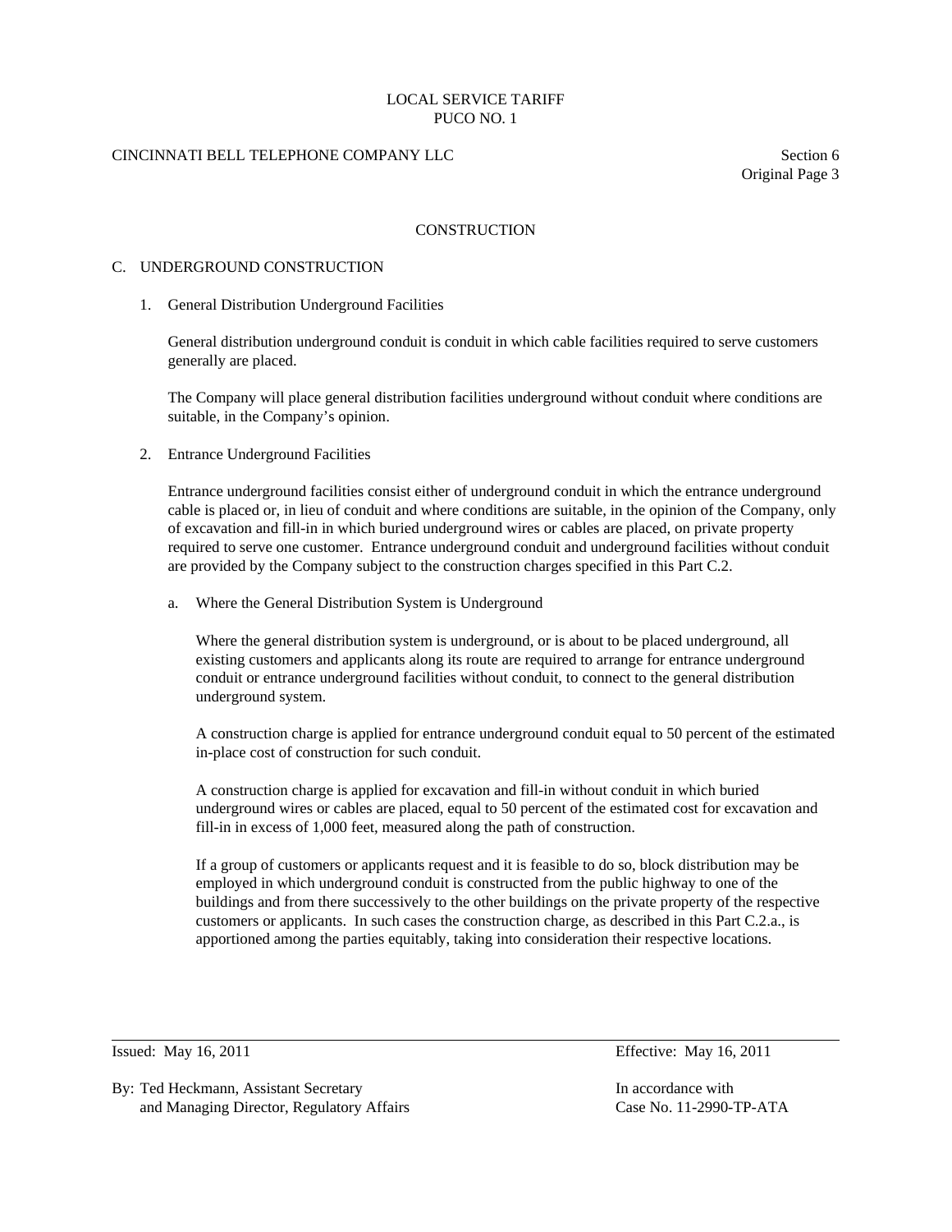# CONSTRUCTION

## C. UNDERGROUND CONSTRUCTION

### 1. General Distribution Underground Facilities

General distribution underground conduit is conduit in which cable facilities required to serve customers generally are placed.

The Company will place general distribution facilities underground without conduit where conditions are suitable, in the Company's opinion.

### 2. Entrance Underground Facilities

Entrance underground facilities consist either of underground conduit in which the entrance underground cable is placed or, in lieu of conduit and where conditions are suitable, in the opinion of the Company, only of excavation and fill-in in which buried underground wires or cables are placed, on private property required to serve one customer. Entrance underground conduit and underground facilities without conduit are provided by the Company subject to the construction charges specified in this Part C.2.

#### a. Where the General Distribution System is Underground

Where the general distribution system is underground, or is about to be placed underground, all existing customers and applicants along its route are required to arrange for entrance underground conduit or entrance underground facilities without conduit, to connect to the general distribution underground system.

A construction charge is applied for entrance underground conduit equal to 50 percent of the estimated in-place cost of construction for such conduit.

A construction charge is applied for excavation and fill-in without conduit in which buried underground wires or cables are placed, equal to 50 percent of the estimated cost for excavation and fill-in in excess of 1,000 feet, measured along the path of construction.

If a group of customers or applicants request and it is feasible to do so, block distribution may be employed in which underground conduit is constructed from the public highway to one of the buildings and from there successively to the other buildings on the private property of the respective customers or applicants. In such cases the construction charge, as described in this Part C.2.a., is apportioned among the parties equitably, taking into consideration their respective locations.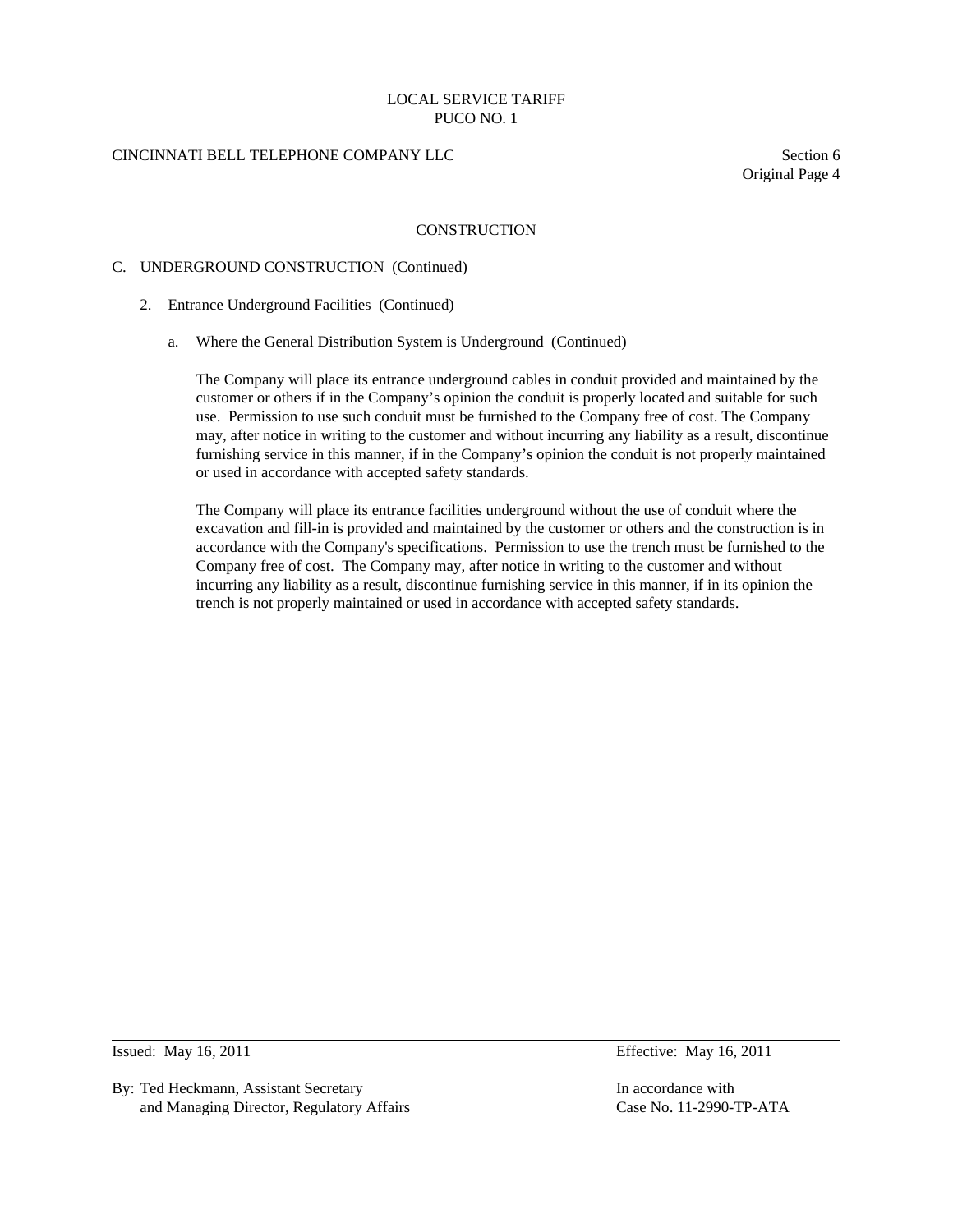## CONSTRUCTION

### C. UNDERGROUND CONSTRUCTION (Continued)

#### 2. Entrance Underground Facilities (Continued)

##### a. Where the General Distribution System is Underground (Continued)

The Company will place its entrance underground cables in conduit provided and maintained by the customer or others if in the Company's opinion the conduit is properly located and suitable for such use. Permission to use such conduit must be furnished to the Company free of cost. The Company may, after notice in writing to the customer and without incurring any liability as a result, discontinue furnishing service in this manner, if in the Company's opinion the conduit is not properly maintained or used in accordance with accepted safety standards.

The Company will place its entrance facilities underground without the use of conduit where the excavation and fill-in is provided and maintained by the customer or others and the construction is in accordance with the Company's specifications. Permission to use the trench must be furnished to the Company free of cost. The Company may, after notice in writing to the customer and without incurring any liability as a result, discontinue furnishing service in this manner, if in its opinion the trench is not properly maintained or used in accordance with accepted safety standards.

Issued: May 16, 2011 Effective: May 16, 2011

By: Ted Heckmann, Assistant Secretary and Managing Director, Regulatory Affairs

In accordance with Case No. 11-2990-TP-ATA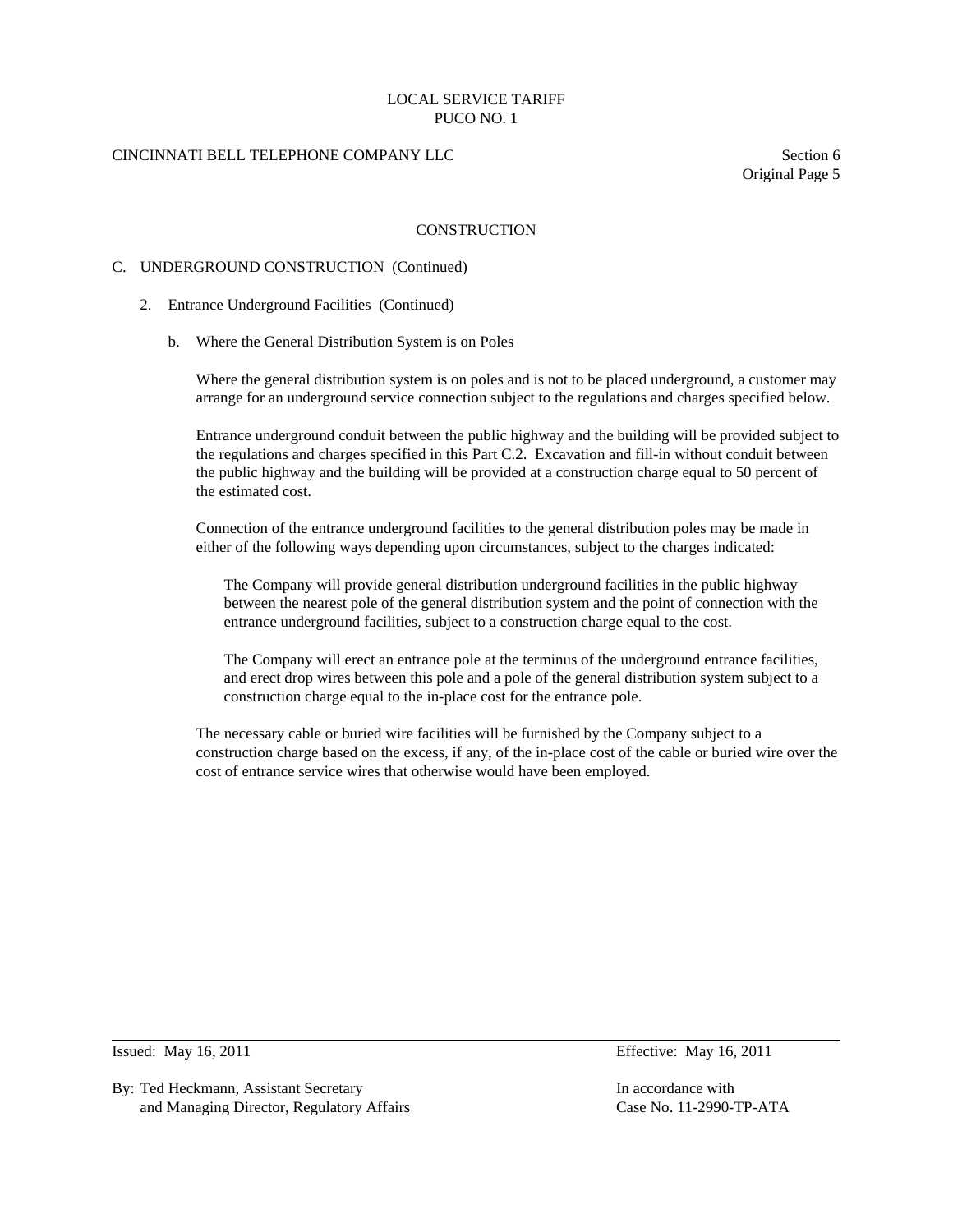## CONSTRUCTION

C. UNDERGROUND CONSTRUCTION (Continued)

2. Entrance Underground Facilities (Continued)

b. Where the General Distribution System is on Poles

Where the general distribution system is on poles and is not to be placed underground, a customer may arrange for an underground service connection subject to the regulations and charges specified below.

Entrance underground conduit between the public highway and the building will be provided subject to the regulations and charges specified in this Part C.2. Excavation and fill-in without conduit between the public highway and the building will be provided at a construction charge equal to 50 percent of the estimated cost.

Connection of the entrance underground facilities to the general distribution poles may be made in either of the following ways depending upon circumstances, subject to the charges indicated:

> The Company will provide general distribution underground facilities in the public highway between the nearest pole of the general distribution system and the point of connection with the entrance underground facilities, subject to a construction charge equal to the cost.
>
> The Company will erect an entrance pole at the terminus of the underground entrance facilities, and erect drop wires between this pole and a pole of the general distribution system subject to a construction charge equal to the in-place cost for the entrance pole.

The necessary cable or buried wire facilities will be furnished by the Company subject to a construction charge based on the excess, if any, of the in-place cost of the cable or buried wire over the cost of entrance service wires that otherwise would have been employed.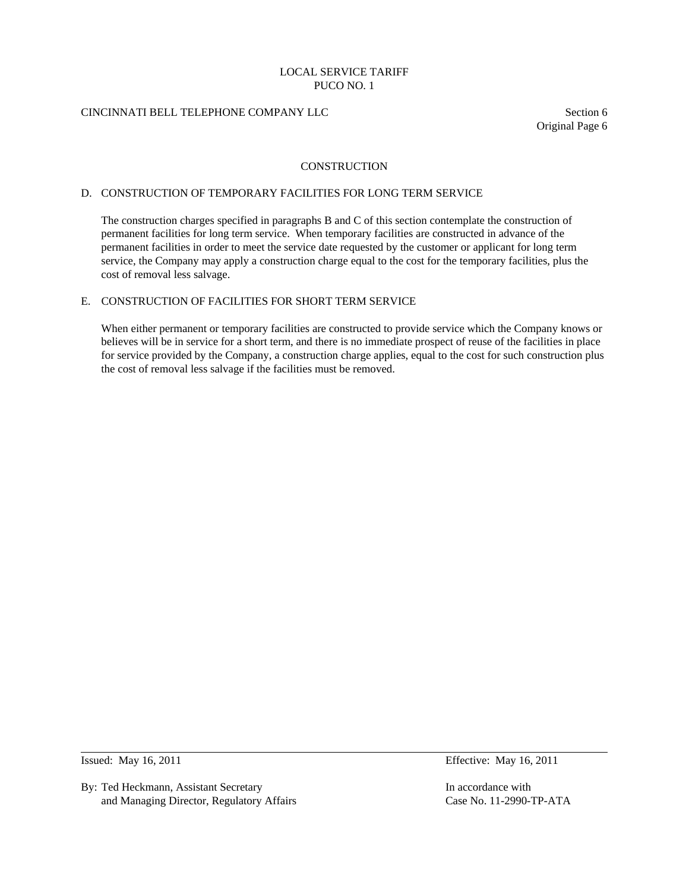## CONSTRUCTION

### D. CONSTRUCTION OF TEMPORARY FACILITIES FOR LONG TERM SERVICE

The construction charges specified in paragraphs B and C of this section contemplate the construction of permanent facilities for long term service. When temporary facilities are constructed in advance of the permanent facilities in order to meet the service date requested by the customer or applicant for long term service, the Company may apply a construction charge equal to the cost for the temporary facilities, plus the cost of removal less salvage.

### E. CONSTRUCTION OF FACILITIES FOR SHORT TERM SERVICE

When either permanent or temporary facilities are constructed to provide service which the Company knows or believes will be in service for a short term, and there is no immediate prospect of reuse of the facilities in place for service provided by the Company, a construction charge applies, equal to the cost for such construction plus the cost of removal less salvage if the facilities must be removed.